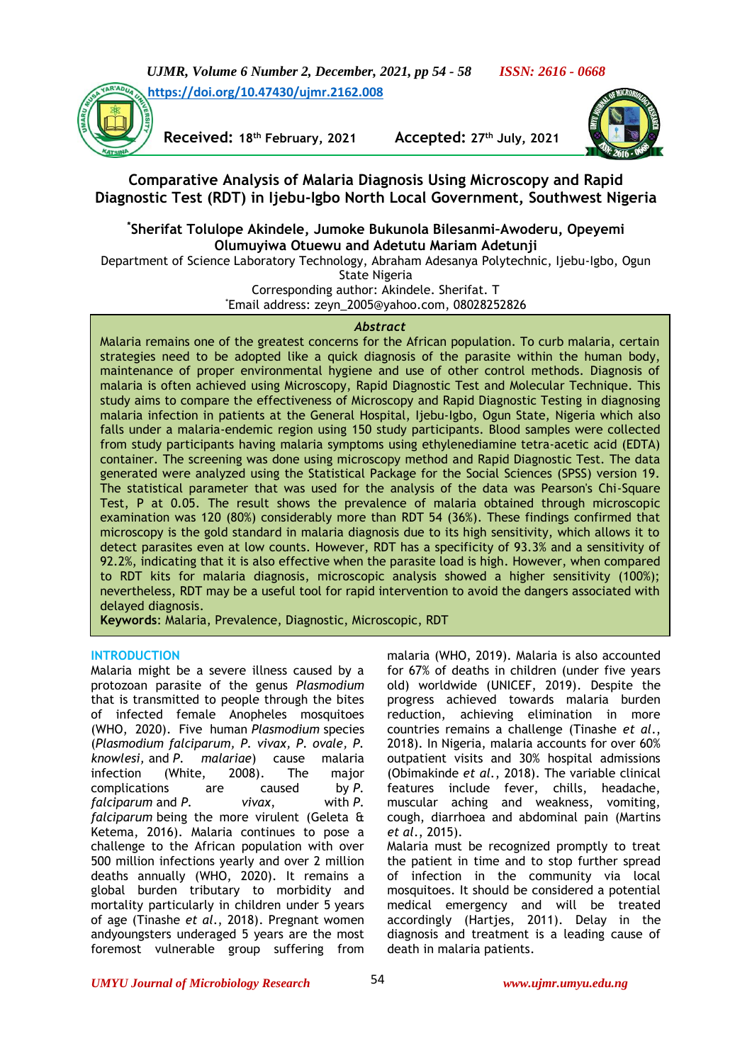https://doi.org/10.47430/ujmr.2162.008

**Received:** 18th February, 2021 **Accepted:** 27th July, 2021

# Comparative Analysis of Malaria Diagnosis Using Microscopy and Rapid Diagnostic Test (RDT) in Ijebu-Igbo North Local Government, Southwest Nigeria

**\*Sherifat Tolulope Akindele, Jumoke Bukunola Bilesanmi-Awoderu, Opeyemi Olumuyiwa Otuewu and Adetutu Mariam Adetunji**

Department of Science Laboratory Technology, Abraham Adesanya Polytechnic, Ijebu-Igbo, Ogun State Nigeria

Corresponding author: Akindele. Sherifat. T

\*Email address: zeyn_2005@yahoo.com, 08028252826

### Abstract

Malaria remains one of the greatest concerns for the African population. To curb malaria, certain strategies need to be adopted like a quick diagnosis of the parasite within the human body, maintenance of proper environmental hygiene and use of other control methods. Diagnosis of malaria is often achieved using Microscopy, Rapid Diagnostic Test and Molecular Technique. This study aims to compare the effectiveness of Microscopy and Rapid Diagnostic Testing in diagnosing malaria infection in patients at the General Hospital, Ijebu-Igbo, Ogun State, Nigeria which also falls under a malaria-endemic region using 150 study participants. Blood samples were collected from study participants having malaria symptoms using ethylenediamine tetra-acetic acid (EDTA) container. The screening was done using microscopy method and Rapid Diagnostic Test. The data generated were analyzed using the Statistical Package for the Social Sciences (SPSS) version 19. The statistical parameter that was used for the analysis of the data was Pearson's Chi-Square Test, P at 0.05. The result shows the prevalence of malaria obtained through microscopic examination was 120 (80%) considerably more than RDT 54 (36%). These findings confirmed that microscopy is the gold standard in malaria diagnosis due to its high sensitivity, which allows it to detect parasites even at low counts. However, RDT has a specificity of 93.3% and a sensitivity of 92.2%, indicating that it is also effective when the parasite load is high. However, when compared to RDT kits for malaria diagnosis, microscopic analysis showed a higher sensitivity (100%); nevertheless, RDT may be a useful tool for rapid intervention to avoid the dangers associated with delayed diagnosis.

**Keywords**: Malaria, Prevalence, Diagnostic, Microscopic, RDT

## INTRODUCTION

Malaria might be a severe illness caused by a protozoan parasite of the genus *Plasmodium* that is transmitted to people through the bites of infected female Anopheles mosquitoes (WHO, 2020). Five human *Plasmodium* species (*Plasmodium falciparum, P. vivax, P. ovale, P. knowlesi,* and *P. malariae*) cause malaria infection (White, 2008). The major complications are caused by *P. falciparum* and *P. vivax*, with *P. falciparum* being the more virulent (Geleta & Ketema, 2016). Malaria continues to pose a challenge to the African population with over 500 million infections yearly and over 2 million deaths annually (WHO, 2020). It remains a global burden tributary to morbidity and mortality particularly in children under 5 years of age (Tinashe *et al*., 2018). Pregnant women andyoungsters underaged 5 years are the most foremost vulnerable group suffering from malaria (WHO, 2019). Malaria is also accounted for 67% of deaths in children (under five years old) worldwide (UNICEF, 2019). Despite the progress achieved towards malaria burden reduction, achieving elimination in more countries remains a challenge (Tinashe *et al*., 2018). In Nigeria, malaria accounts for over 60% outpatient visits and 30% hospital admissions (Obimakinde *et al*., 2018). The variable clinical features include fever, chills, headache, muscular aching and weakness, vomiting, cough, diarrhoea and abdominal pain (Martins *et al*., 2015).

Malaria must be recognized promptly to treat the patient in time and to stop further spread of infection in the community via local mosquitoes. It should be considered a potential medical emergency and will be treated accordingly (Hartjes, 2011). Delay in the diagnosis and treatment is a leading cause of death in malaria patients.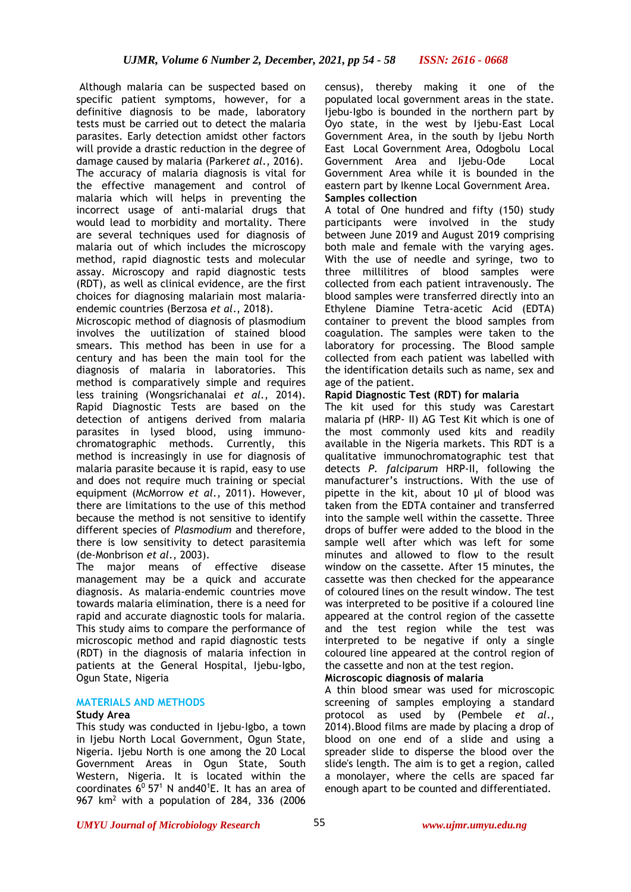Although malaria can be suspected based on specific patient symptoms, however, for a definitive diagnosis to be made, laboratory tests must be carried out to detect the malaria parasites. Early detection amidst other factors will provide a drastic reduction in the degree of damage caused by malaria (Parker*et al*., 2016). The accuracy of malaria diagnosis is vital for the effective management and control of malaria which will helps in preventing the incorrect usage of anti-malarial drugs that would lead to morbidity and mortality. There are several techniques used for diagnosis of malaria out of which includes the microscopy method, rapid diagnostic tests and molecular assay. Microscopy and rapid diagnostic tests (RDT), as well as clinical evidence, are the first choices for diagnosing malariain most malaria-endemic countries (Berzosa *et al*., 2018).

Microscopic method of diagnosis of plasmodium involves the uutilization of stained blood smears. This method has been in use for a century and has been the main tool for the diagnosis of malaria in laboratories. This method is comparatively simple and requires less training (Wongsrichanalai *et al*., 2014). Rapid Diagnostic Tests are based on the detection of antigens derived from malaria parasites in lysed blood, using immuno-chromatographic methods. Currently, this method is increasingly in use for diagnosis of malaria parasite because it is rapid, easy to use and does not require much training or special equipment (McMorrow *et al*., 2011). However, there are limitations to the use of this method because the method is not sensitive to identify different species of *Plasmodium* and therefore, there is low sensitivity to detect parasitemia (de-Monbrison *et al*., 2003).

The major means of effective disease management may be a quick and accurate diagnosis. As malaria-endemic countries move towards malaria elimination, there is a need for rapid and accurate diagnostic tools for malaria. This study aims to compare the performance of microscopic method and rapid diagnostic tests (RDT) in the diagnosis of malaria infection in patients at the General Hospital, Ijebu-Igbo, Ogun State, Nigeria

## MATERIALS AND METHODS

### Study Area

This study was conducted in Ijebu-Igbo, a town in Ijebu North Local Government, Ogun State, Nigeria. Ijebu North is one among the 20 Local Government Areas in Ogun State, South Western, Nigeria. It is located within the coordinates $6^0$ $57^1$ N and$40^1$E. It has an area of 967 km$^2$ with a population of 284, 336 (2006 census), thereby making it one of the populated local government areas in the state. Ijebu-Igbo is bounded in the northern part by Oyo state, in the west by Ijebu-East Local Government Area, in the south by Ijebu North East Local Government Area, Odogbolu Local Government Area and Ijebu-Ode Local Government Area while it is bounded in the eastern part by Ikenne Local Government Area.

### Samples collection

A total of One hundred and fifty (150) study participants were involved in the study between June 2019 and August 2019 comprising both male and female with the varying ages. With the use of needle and syringe, two to three millilitres of blood samples were collected from each patient intravenously. The blood samples were transferred directly into an Ethylene Diamine Tetra-acetic Acid (EDTA) container to prevent the blood samples from coagulation. The samples were taken to the laboratory for processing. The Blood sample collected from each patient was labelled with the identification details such as name, sex and age of the patient.

### Rapid Diagnostic Test (RDT) for malaria

The kit used for this study was Carestart malaria pf (HRP- II) AG Test Kit which is one of the most commonly used kits and readily available in the Nigeria markets. This RDT is a qualitative immunochromatographic test that detects *P. falciparum* HRP-II, following the manufacturer's instructions. With the use of pipette in the kit, about 10 µl of blood was taken from the EDTA container and transferred into the sample well within the cassette. Three drops of buffer were added to the blood in the sample well after which was left for some minutes and allowed to flow to the result window on the cassette. After 15 minutes, the cassette was then checked for the appearance of coloured lines on the result window. The test was interpreted to be positive if a coloured line appeared at the control region of the cassette and the test region while the test was interpreted to be negative if only a single coloured line appeared at the control region of the cassette and non at the test region.

### Microscopic diagnosis of malaria

A thin blood smear was used for microscopic screening of samples employing a standard protocol as used by (Pembele *et al*., 2014).Blood films are made by placing a drop of blood on one end of a slide and using a spreader slide to disperse the blood over the slide's length. The aim is to get a region, called a monolayer, where the cells are spaced far enough apart to be counted and differentiated.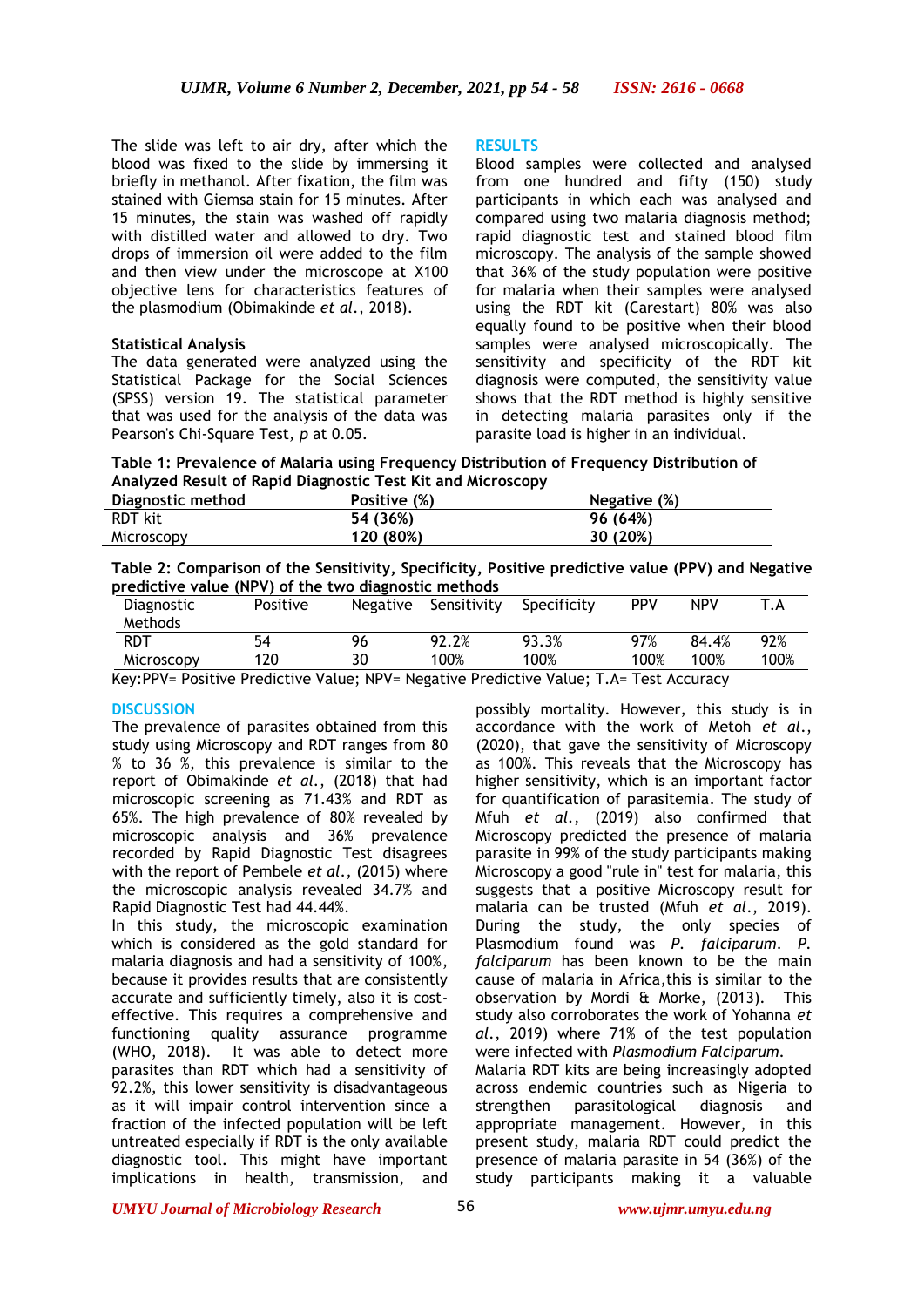The slide was left to air dry, after which the blood was fixed to the slide by immersing it briefly in methanol. After fixation, the film was stained with Giemsa stain for 15 minutes. After 15 minutes, the stain was washed off rapidly with distilled water and allowed to dry. Two drops of immersion oil were added to the film and then view under the microscope at X100 objective lens for characteristics features of the plasmodium (Obimakinde *et al.*, 2018).

**Statistical Analysis**

The data generated were analyzed using the Statistical Package for the Social Sciences (SPSS) version 19. The statistical parameter that was used for the analysis of the data was Pearson's Chi-Square Test, *p* at 0.05.

## RESULTS

Blood samples were collected and analysed from one hundred and fifty (150) study participants in which each was analysed and compared using two malaria diagnosis method; rapid diagnostic test and stained blood film microscopy. The analysis of the sample showed that 36% of the study population were positive for malaria when their samples were analysed using the RDT kit (Carestart) 80% was also equally found to be positive when their blood samples were analysed microscopically. The sensitivity and specificity of the RDT kit diagnosis were computed, the sensitivity value shows that the RDT method is highly sensitive in detecting malaria parasites only if the parasite load is higher in an individual.

**Table 1: Prevalence of Malaria using Frequency Distribution of Frequency Distribution of Analyzed Result of Rapid Diagnostic Test Kit and Microscopy**

| Diagnostic method | Positive (%) | Negative (%) |
|---|---|---|
| RDT kit | **54 (36%)** | **96 (64%)** |
| Microscopy | **120 (80%)** | **30 (20%)** |

**Table 2: Comparison of the Sensitivity, Specificity, Positive predictive value (PPV) and Negative predictive value (NPV) of the two diagnostic methods**

| Diagnostic Methods | Positive | Negative | Sensitivity | Specificity | PPV | NPV | T.A |
|---|---|---|---|---|---|---|---|
| RDT | 54 | 96 | 92.2% | 93.3% | 97% | 84.4% | 92% |
| Microscopy | 120 | 30 | 100% | 100% | 100% | 100% | 100% |

Key:PPV= Positive Predictive Value; NPV= Negative Predictive Value; T.A= Test Accuracy

## DISCUSSION

The prevalence of parasites obtained from this study using Microscopy and RDT ranges from 80 % to 36 %, this prevalence is similar to the report of Obimakinde *et al.*, (2018) that had microscopic screening as 71.43% and RDT as 65%. The high prevalence of 80% revealed by microscopic analysis and 36% prevalence recorded by Rapid Diagnostic Test disagrees with the report of Pembele *et al*., (2015) where the microscopic analysis revealed 34.7% and Rapid Diagnostic Test had 44.44%.

In this study, the microscopic examination which is considered as the gold standard for malaria diagnosis and had a sensitivity of 100%, because it provides results that are consistently accurate and sufficiently timely, also it is cost-effective. This requires a comprehensive and functioning quality assurance programme (WHO, 2018). It was able to detect more parasites than RDT which had a sensitivity of 92.2%, this lower sensitivity is disadvantageous as it will impair control intervention since a fraction of the infected population will be left untreated especially if RDT is the only available diagnostic tool. This might have important implications in health, transmission, and possibly mortality. However, this study is in accordance with the work of Metoh *et al.*, (2020), that gave the sensitivity of Microscopy as 100%. This reveals that the Microscopy has higher sensitivity, which is an important factor for quantification of parasitemia. The study of Mfuh *et al.*, (2019) also confirmed that Microscopy predicted the presence of malaria parasite in 99% of the study participants making Microscopy a good "rule in" test for malaria, this suggests that a positive Microscopy result for malaria can be trusted (Mfuh *et al.*, 2019).

During the study, the only species of Plasmodium found was *P. falciparum*. *P. falciparum* has been known to be the main cause of malaria in Africa,this is similar to the observation by Mordi & Morke, (2013). This study also corroborates the work of Yohanna *et al.*, 2019) where 71% of the test population were infected with *Plasmodium Falciparum*.

Malaria RDT kits are being increasingly adopted across endemic countries such as Nigeria to strengthen parasitological diagnosis and appropriate management. However, in this present study, malaria RDT could predict the presence of malaria parasite in 54 (36%) of the study participants making it a valuable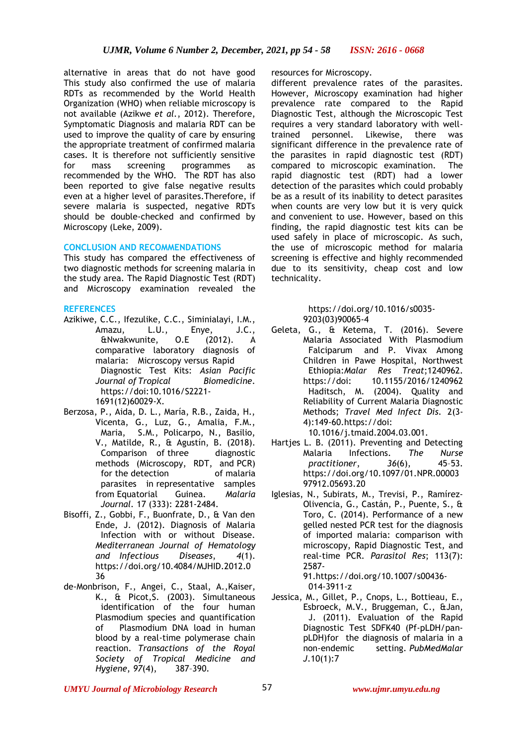alternative in areas that do not have good This study also confirmed the use of malaria RDTs as recommended by the World Health Organization (WHO) when reliable microscopy is not available (Azikwe *et al.*, 2012). Therefore, Symptomatic Diagnosis and malaria RDT can be used to improve the quality of care by ensuring the appropriate treatment of confirmed malaria cases. It is therefore not sufficiently sensitive for mass screening programmes as recommended by the WHO. The RDT has also been reported to give false negative results even at a higher level of parasites.Therefore, if severe malaria is suspected, negative RDTs should be double-checked and confirmed by Microscopy (Leke, 2009).

## CONCLUSION AND RECOMMENDATIONS

This study has compared the effectiveness of two diagnostic methods for screening malaria in the study area. The Rapid Diagnostic Test (RDT) and Microscopy examination revealed the different prevalence rates of the parasites. However, Microscopy examination had higher prevalence rate compared to the Rapid Diagnostic Test, although the Microscopic Test requires a very standard laboratory with well-trained personnel. Likewise, there was significant difference in the prevalence rate of the parasites in rapid diagnostic test (RDT) compared to microscopic examination. The rapid diagnostic test (RDT) had a lower detection of the parasites which could probably be as a result of its inability to detect parasites when counts are very low but it is very quick and convenient to use. However, based on this finding, the rapid diagnostic test kits can be used safely in place of microscopic. As such, the use of microscopic method for malaria screening is effective and highly recommended due to its sensitivity, cheap cost and low technicality.

resources for Microscopy.

## REFERENCES

Azikiwe, C.C., Ifezulike, C.C., Siminialayi, I.M., Amazu, L.U., Enye, J.C., &Nwakwunite, O.E (2012). A comparative laboratory diagnosis of malaria: Microscopy versus Rapid Diagnostic Test Kits: *Asian Pacific Journal of Tropical Biomedicine*. https://doi:10.1016/S2221-1691(12)60029-X.

Berzosa, P., Aida, D. L., María, R.B., Zaida, H., Vicenta, G., Luz, G., Amalia, F.M., Maria, S.M., Policarpo, N., Basilio, V., Matilde, R., & Agustín, B. (2018). Comparison of three diagnostic methods (Microscopy, RDT, and PCR) for the detection of malaria parasites in representative samples from Equatorial Guinea. *Malaria Journal*. 17 (333): 2281-2484.

Bisoffi, Z., Gobbi, F., Buonfrate, D., & Van den Ende, J. (2012). Diagnosis of Malaria Infection with or without Disease. *Mediterranean Journal of Hematology and Infectious Diseases*, *4*(1). https://doi.org/10.4084/MJHID.2012.036

de-Monbrison, F., Angei, C., Staal, A.,Kaiser, K., & Picot,S. (2003). Simultaneous identification of the four human Plasmodium species and quantification of Plasmodium DNA load in human blood by a real-time polymerase chain reaction. *Transactions of the Royal Society of Tropical Medicine and Hygiene*, *97*(4), 387–390. https://doi.org/10.1016/s0035-9203(03)90065-4

Geleta, G., & Ketema, T. (2016). Severe Malaria Associated With Plasmodium Falciparum and P. Vivax Among Children in Pawe Hospital, Northwest Ethiopia:*Malar Res Treat*;1240962. https://doi: 10.1155/2016/1240962

Haditsch, M. (2004). Quality and Reliability of Current Malaria Diagnostic Methods; *Travel Med Infect Dis.* 2(3-4):149-60.https://doi: 10.1016/j.tmaid.2004.03.001.

Hartjes L. B. (2011). Preventing and Detecting Malaria Infections. *The Nurse practitioner*, *36*(6), 45–53. https://doi.org/10.1097/01.NPR.0000397912.05693.20

Iglesias, N., Subirats, M., Trevisi, P., Ramírez-Olivencia, G., Castán, P., Puente, S., & Toro, C. (2014). Performance of a new gelled nested PCR test for the diagnosis of imported malaria: comparison with microscopy, Rapid Diagnostic Test, and real-time PCR. *Parasitol Res*; 113(7): 2587-91.https://doi.org/10.1007/s00436-014-3911-z

Jessica, M., Gillet, P., Cnops, L., Bottieau, E., Esbroeck, M.V., Bruggeman, C., &Jan, J. (2011). Evaluation of the Rapid Diagnostic Test SDFK40 (Pf-pLDH/pan-pLDH)for the diagnosis of malaria in a non-endemic setting. *PubMedMalar J*.10(1):7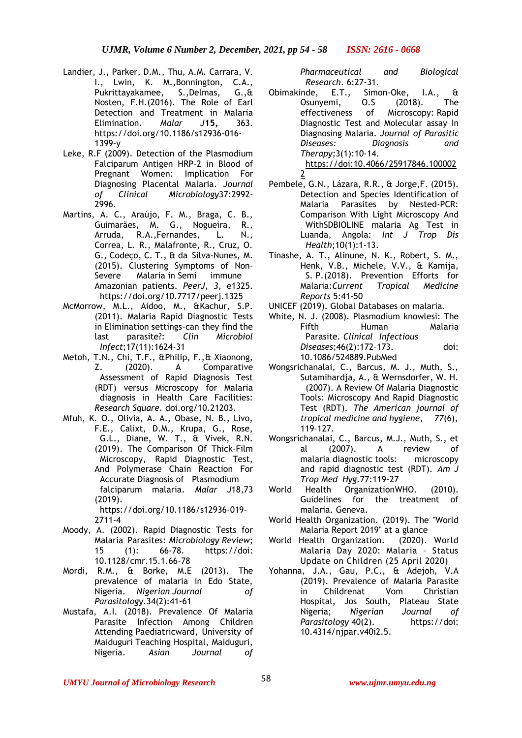Landier, J., Parker, D.M., Thu, A.M. Carrara, V. I., Lwin, K. M.,Bonnington, C.A., Pukrittayakamee, S.,Delmas, G.,& Nosten, F.H.(2016). The Role of Earl Detection and Treatment in Malaria Elimination. *Malar J* **15,** 363. https://doi.org/10.1186/s12936-016-1399-y

Leke, R.F (2009). Detection of the Plasmodium Falciparum Antigen HRP-2 in Blood of Pregnant Women: Implication For Diagnosing Placental Malaria. *Journal of Clinical Microbiology*37:2992-2996.

Martins, A. C., Araújo, F. M., Braga, C. B., Guimarães, M. G., Nogueira, R., Arruda, R.A.,Fernandes, L. N., Correa, L. R., Malafronte, R., Cruz, O. G., Codeço, C. T., & da Silva-Nunes, M. (2015). Clustering Symptoms of Non-Severe Malaria in Semi immune Amazonian patients. *PeerJ*, *3*, e1325. https://doi.org/10.7717/peerj.1325

McMorrow, M.L., Aidoo, M., &Kachur, S.P. (2011). Malaria Rapid Diagnostic Tests in Elimination settings-can they find the last parasite?: *Clin Microbiol Infect*;17(11):1624-31

Metoh, T.N., Chi, T.F., &Philip, F.,& Xiaonong, Z. (2020). A Comparative Assessment of Rapid Diagnosis Test (RDT) versus Microscopy for Malaria diagnosis in Health Care Facilities: *Research Square*. doi.org/10.21203.

Mfuh, K. O., Olivia, A. A., Obase, N. B., Livo, F.E., Calixt, D.M., Krupa, G., Rose, G.L., Diane, W. T., & Vivek, R.N. (2019). The Comparison Of Thick-Film Microscopy, Rapid Diagnostic Test, And Polymerase Chain Reaction For Accurate Diagnosis of Plasmodium falciparum malaria. *Malar J*18,73 (2019). https://doi.org/10.1186/s12936-019-2711-4

Moody, A. (2002). Rapid Diagnostic Tests for Malaria Parasites: *Microbiology Review*; 15 (1): 66-78. https://doi: 10.1128/cmr.15.1.66-78

Mordi, R.M., & Borke, M.E (2013). The prevalence of malaria in Edo State, Nigeria. *Nigerian Journal of Parasitology*.34(2):41-61

Mustafa, A.I. (2018). Prevalence Of Malaria Parasite Infection Among Children Attending Paediatricward, University of Maiduguri Teaching Hospital, Maiduguri, Nigeria. *Asian Journal of Pharmaceutical and Biological Research*. 6:27-31.

Obimakinde, E.T., Simon-Oke, I.A., & Osunyemi, O.S (2018). The effectiveness of Microscopy: Rapid Diagnostic Test and Molecular assay In Diagnosing Malaria. *Journal of Parasitic Diseases: Diagnosis and Therapy*;3(1):10-14. https://doi:10.4066/25917846.100002 2

Pembele, G.N., Lázara, R.R., & Jorge,F. (2015). Detection and Species Identification of Malaria Parasites by Nested-PCR: Comparison With Light Microscopy And WithSDBIOLINE malaria Ag Test in Luanda, Angola: *Int J Trop Dis Health*;10(1):1-13.

Tinashe, A. T., Alinune, N. K., Robert, S. M., Henk, V.B., Michele, V.V., & Kamija, S. P.(2018). Prevention Efforts for Malaria:*Current Tropical Medicine Reports* 5:41-50

UNICEF (2019). Global Databases on malaria.

White, N. J. (2008). Plasmodium knowlesi: The Fifth Human Malaria Parasite. *Clinical Infectious Diseases*;46(2):172–173. doi: 10.1086/524889.PubMed

Wongsrichanalai, C., Barcus, M. J., Muth, S., Sutamihardja, A., & Wernsdorfer, W. H. (2007). A Review Of Malaria Diagnostic Tools: Microscopy And Rapid Diagnostic Test (RDT). *The American journal of tropical medicine and hygiene*, *77*(6), 119–127.

Wongsrichanalai, C., Barcus, M.J., Muth, S., et al (2007). A review of malaria diagnostic tools: microscopy and rapid diagnostic test (RDT). *Am J Trop Med Hyg*.77:119-27

World Health OrganizationWHO. (2010). Guidelines for the treatment of malaria. Geneva.

World Health Organization. (2019). The "World Malaria Report 2019" at a glance

World Health Organization. (2020). World Malaria Day 2020: Malaria – Status Update on Children (25 April 2020)

Yohanna, J.A., Gau, P.C., & Adejoh, V.A (2019). Prevalence of Malaria Parasite in Childrenat Vom Christian Hospital, Jos South, Plateau State Nigeria; *Nigerian Journal of Parasitology* 40(2). https://doi: 10.4314/njpar.v40i2.5.